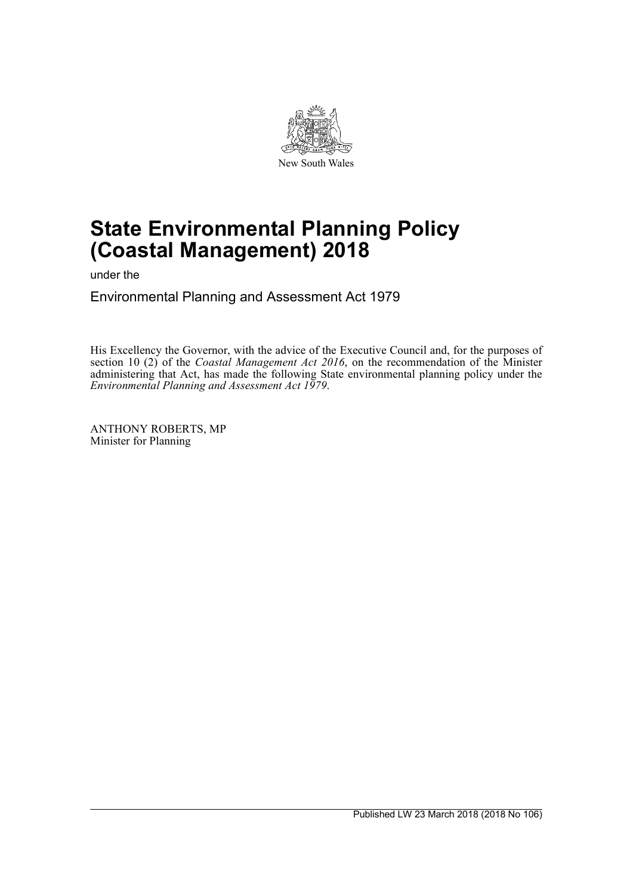New South Wales

# State Environmental Planning Policy (Coastal Management) 2018

under the

Environmental Planning and Assessment Act 1979

His Excellency the Governor, with the advice of the Executive Council and, for the purposes of section 10 (2) of the *Coastal Management Act 2016*, on the recommendation of the Minister administering that Act, has made the following State environmental planning policy under the *Environmental Planning and Assessment Act 1979*.

ANTHONY ROBERTS, MP
Minister for Planning

Published LW 23 March 2018 (2018 No 106)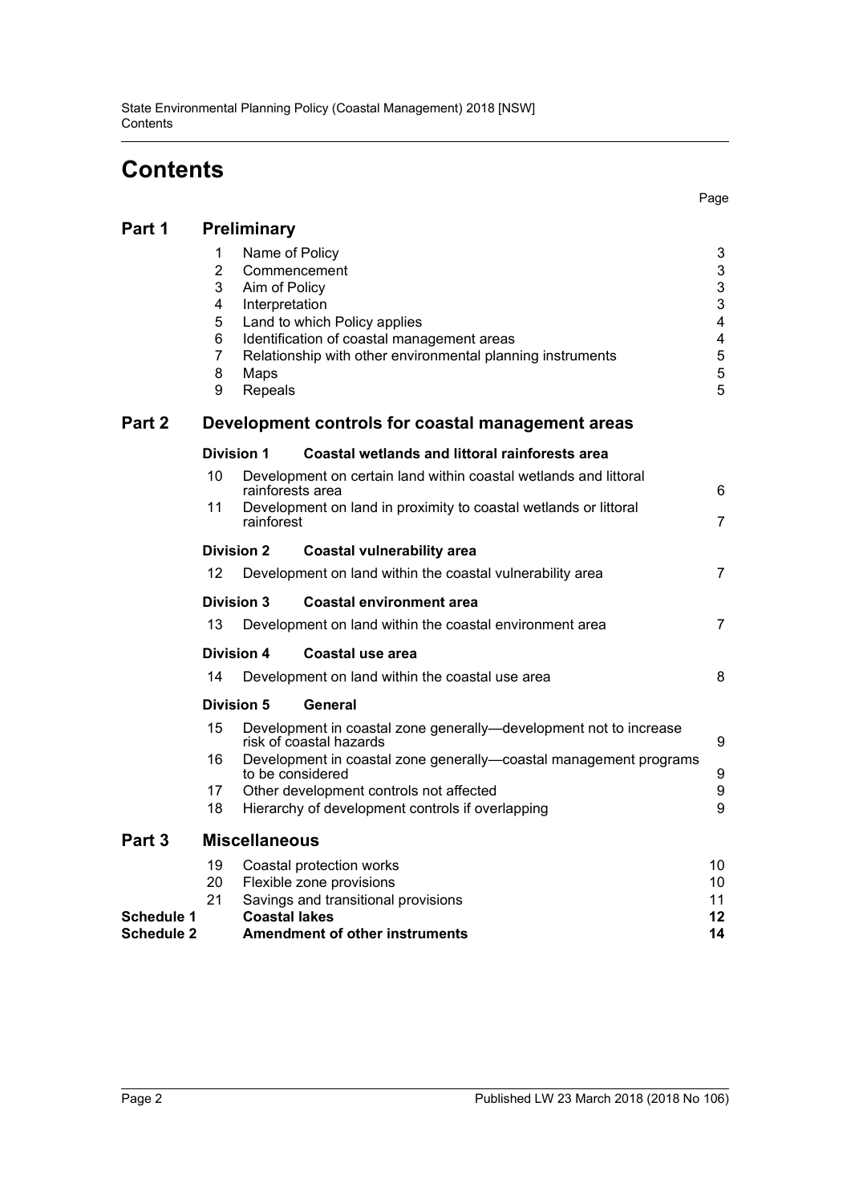# Contents

| | | | Page |
|---|---|---|---|
| **Part 1** | | **Preliminary** | |
| | 1 | Name of Policy | 3 |
| | 2 | Commencement | 3 |
| | 3 | Aim of Policy | 3 |
| | 4 | Interpretation | 3 |
| | 5 | Land to which Policy applies | 4 |
| | 6 | Identification of coastal management areas | 4 |
| | 7 | Relationship with other environmental planning instruments | 5 |
| | 8 | Maps | 5 |
| | 9 | Repeals | 5 |
| **Part 2** | | **Development controls for coastal management areas** | |
| | **Division 1** | **Coastal wetlands and littoral rainforests area** | |
| | 10 | Development on certain land within coastal wetlands and littoral rainforests area | 6 |
| | 11 | Development on land in proximity to coastal wetlands or littoral rainforest | 7 |
| | **Division 2** | **Coastal vulnerability area** | |
| | 12 | Development on land within the coastal vulnerability area | 7 |
| | **Division 3** | **Coastal environment area** | |
| | 13 | Development on land within the coastal environment area | 7 |
| | **Division 4** | **Coastal use area** | |
| | 14 | Development on land within the coastal use area | 8 |
| | **Division 5** | **General** | |
| | 15 | Development in coastal zone generally—development not to increase risk of coastal hazards | 9 |
| | 16 | Development in coastal zone generally—coastal management programs to be considered | 9 |
| | 17 | Other development controls not affected | 9 |
| | 18 | Hierarchy of development controls if overlapping | 9 |
| **Part 3** | | **Miscellaneous** | |
| | 19 | Coastal protection works | 10 |
| | 20 | Flexible zone provisions | 10 |
| | 21 | Savings and transitional provisions | 11 |
| **Schedule 1** | | **Coastal lakes** | **12** |
| **Schedule 2** | | **Amendment of other instruments** | **14** |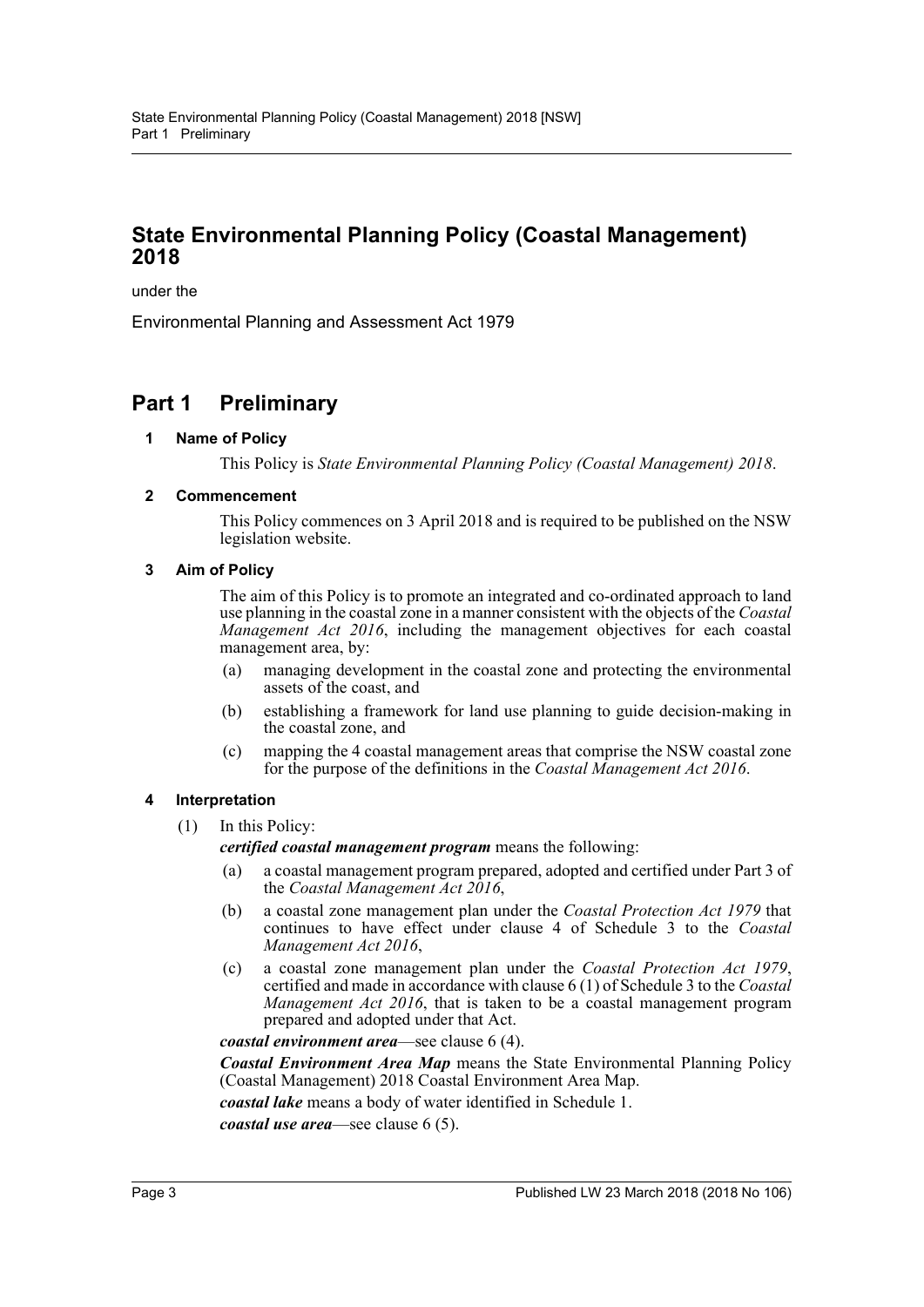# State Environmental Planning Policy (Coastal Management) 2018

under the

Environmental Planning and Assessment Act 1979

## Part 1 Preliminary

### 1 Name of Policy

This Policy is *State Environmental Planning Policy (Coastal Management) 2018*.

### 2 Commencement

This Policy commences on 3 April 2018 and is required to be published on the NSW legislation website.

### 3 Aim of Policy

The aim of this Policy is to promote an integrated and co-ordinated approach to land use planning in the coastal zone in a manner consistent with the objects of the *Coastal Management Act 2016*, including the management objectives for each coastal management area, by:

- (a) managing development in the coastal zone and protecting the environmental assets of the coast, and
- (b) establishing a framework for land use planning to guide decision-making in the coastal zone, and
- (c) mapping the 4 coastal management areas that comprise the NSW coastal zone for the purpose of the definitions in the *Coastal Management Act 2016*.

### 4 Interpretation

(1) In this Policy:

***certified coastal management program*** means the following:

- (a) a coastal management program prepared, adopted and certified under Part 3 of the *Coastal Management Act 2016*,
- (b) a coastal zone management plan under the *Coastal Protection Act 1979* that continues to have effect under clause 4 of Schedule 3 to the *Coastal Management Act 2016*,
- (c) a coastal zone management plan under the *Coastal Protection Act 1979*, certified and made in accordance with clause 6 (1) of Schedule 3 to the *Coastal Management Act 2016*, that is taken to be a coastal management program prepared and adopted under that Act.

***coastal environment area***—see clause 6 (4).

***Coastal Environment Area Map*** means the State Environmental Planning Policy (Coastal Management) 2018 Coastal Environment Area Map.

***coastal lake*** means a body of water identified in Schedule 1.

***coastal use area***—see clause 6 (5).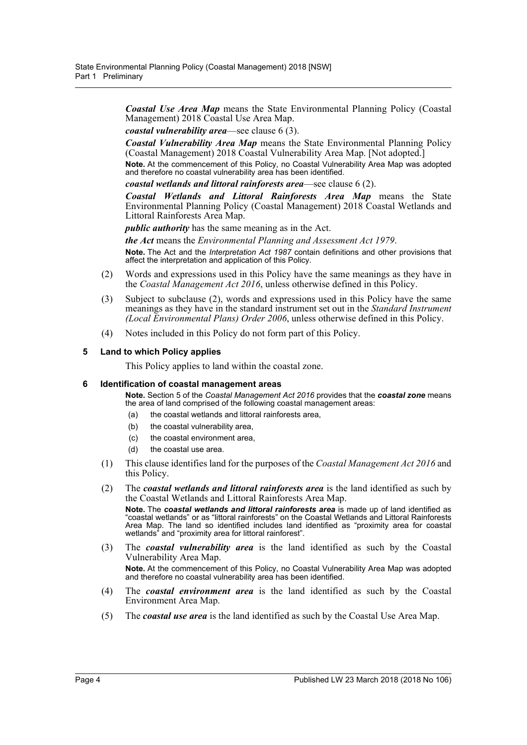***Coastal Use Area Map*** means the State Environmental Planning Policy (Coastal Management) 2018 Coastal Use Area Map.

***coastal vulnerability area***—see clause 6 (3).

***Coastal Vulnerability Area Map*** means the State Environmental Planning Policy (Coastal Management) 2018 Coastal Vulnerability Area Map. [Not adopted.]

**Note.** At the commencement of this Policy, no Coastal Vulnerability Area Map was adopted and therefore no coastal vulnerability area has been identified.

***coastal wetlands and littoral rainforests area***—see clause 6 (2).

***Coastal Wetlands and Littoral Rainforests Area Map*** means the State Environmental Planning Policy (Coastal Management) 2018 Coastal Wetlands and Littoral Rainforests Area Map.

***public authority*** has the same meaning as in the Act.

***the Act*** means the *Environmental Planning and Assessment Act 1979*.

**Note.** The Act and the *Interpretation Act 1987* contain definitions and other provisions that affect the interpretation and application of this Policy.

(2) Words and expressions used in this Policy have the same meanings as they have in the *Coastal Management Act 2016*, unless otherwise defined in this Policy.

(3) Subject to subclause (2), words and expressions used in this Policy have the same meanings as they have in the standard instrument set out in the *Standard Instrument (Local Environmental Plans) Order 2006*, unless otherwise defined in this Policy.

(4) Notes included in this Policy do not form part of this Policy.

### 5 Land to which Policy applies

This Policy applies to land within the coastal zone.

### 6 Identification of coastal management areas

**Note.** Section 5 of the *Coastal Management Act 2016* provides that the ***coastal zone*** means the area of land comprised of the following coastal management areas:

(a) the coastal wetlands and littoral rainforests area,

(b) the coastal vulnerability area,

(c) the coastal environment area,

(d) the coastal use area.

(1) This clause identifies land for the purposes of the *Coastal Management Act 2016* and this Policy.

(2) The ***coastal wetlands and littoral rainforests area*** is the land identified as such by the Coastal Wetlands and Littoral Rainforests Area Map.

**Note.** The ***coastal wetlands and littoral rainforests area*** is made up of land identified as "coastal wetlands" or as "littoral rainforests" on the Coastal Wetlands and Littoral Rainforests Area Map. The land so identified includes land identified as "proximity area for coastal wetlands" and "proximity area for littoral rainforest".

(3) The ***coastal vulnerability area*** is the land identified as such by the Coastal Vulnerability Area Map.

**Note.** At the commencement of this Policy, no Coastal Vulnerability Area Map was adopted and therefore no coastal vulnerability area has been identified.

(4) The ***coastal environment area*** is the land identified as such by the Coastal Environment Area Map.

(5) The ***coastal use area*** is the land identified as such by the Coastal Use Area Map.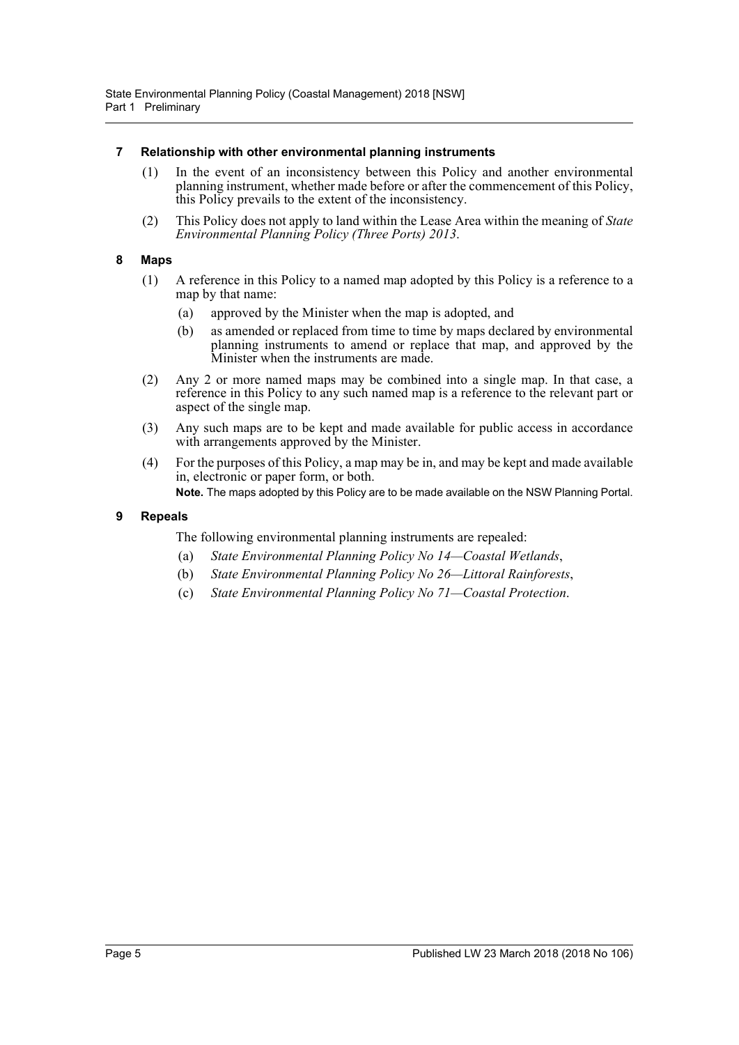### 7 Relationship with other environmental planning instruments

(1) In the event of an inconsistency between this Policy and another environmental planning instrument, whether made before or after the commencement of this Policy, this Policy prevails to the extent of the inconsistency.

(2) This Policy does not apply to land within the Lease Area within the meaning of *State Environmental Planning Policy (Three Ports) 2013*.

### 8 Maps

(1) A reference in this Policy to a named map adopted by this Policy is a reference to a map by that name:

- (a) approved by the Minister when the map is adopted, and
- (b) as amended or replaced from time to time by maps declared by environmental planning instruments to amend or replace that map, and approved by the Minister when the instruments are made.

(2) Any 2 or more named maps may be combined into a single map. In that case, a reference in this Policy to any such named map is a reference to the relevant part or aspect of the single map.

(3) Any such maps are to be kept and made available for public access in accordance with arrangements approved by the Minister.

(4) For the purposes of this Policy, a map may be in, and may be kept and made available in, electronic or paper form, or both.

**Note.** The maps adopted by this Policy are to be made available on the NSW Planning Portal.

### 9 Repeals

The following environmental planning instruments are repealed:

- (a) *State Environmental Planning Policy No 14—Coastal Wetlands*,
- (b) *State Environmental Planning Policy No 26—Littoral Rainforests*,
- (c) *State Environmental Planning Policy No 71—Coastal Protection*.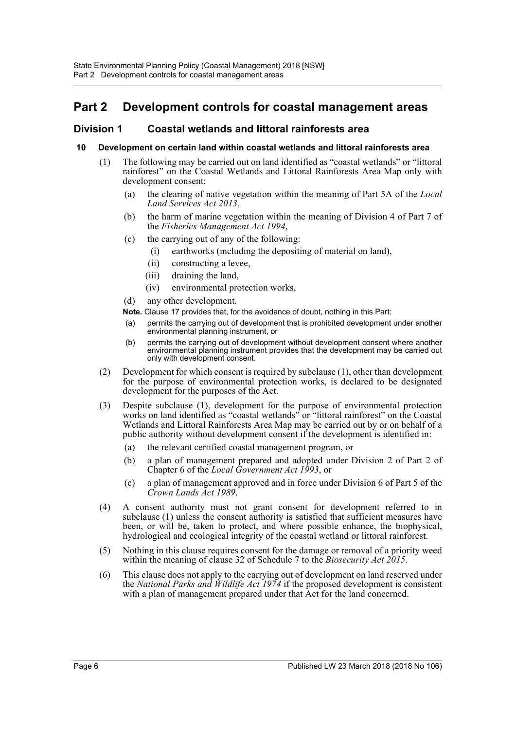# Part 2 Development controls for coastal management areas

## Division 1 Coastal wetlands and littoral rainforests area

### 10 Development on certain land within coastal wetlands and littoral rainforests area

(1) The following may be carried out on land identified as "coastal wetlands" or "littoral rainforest" on the Coastal Wetlands and Littoral Rainforests Area Map only with development consent:

- (a) the clearing of native vegetation within the meaning of Part 5A of the *Local Land Services Act 2013*,
- (b) the harm of marine vegetation within the meaning of Division 4 of Part 7 of the *Fisheries Management Act 1994*,
- (c) the carrying out of any of the following:
  - (i) earthworks (including the depositing of material on land),
  - (ii) constructing a levee,
  - (iii) draining the land,
  - (iv) environmental protection works,
- (d) any other development.

**Note.** Clause 17 provides that, for the avoidance of doubt, nothing in this Part:

- (a) permits the carrying out of development that is prohibited development under another environmental planning instrument, or
- (b) permits the carrying out of development without development consent where another environmental planning instrument provides that the development may be carried out only with development consent.

(2) Development for which consent is required by subclause (1), other than development for the purpose of environmental protection works, is declared to be designated development for the purposes of the Act.

(3) Despite subclause (1), development for the purpose of environmental protection works on land identified as "coastal wetlands" or "littoral rainforest" on the Coastal Wetlands and Littoral Rainforests Area Map may be carried out by or on behalf of a public authority without development consent if the development is identified in:

- (a) the relevant certified coastal management program, or
- (b) a plan of management prepared and adopted under Division 2 of Part 2 of Chapter 6 of the *Local Government Act 1993*, or
- (c) a plan of management approved and in force under Division 6 of Part 5 of the *Crown Lands Act 1989*.

(4) A consent authority must not grant consent for development referred to in subclause (1) unless the consent authority is satisfied that sufficient measures have been, or will be, taken to protect, and where possible enhance, the biophysical, hydrological and ecological integrity of the coastal wetland or littoral rainforest.

(5) Nothing in this clause requires consent for the damage or removal of a priority weed within the meaning of clause 32 of Schedule 7 to the *Biosecurity Act 2015*.

(6) This clause does not apply to the carrying out of development on land reserved under the *National Parks and Wildlife Act 1974* if the proposed development is consistent with a plan of management prepared under that Act for the land concerned.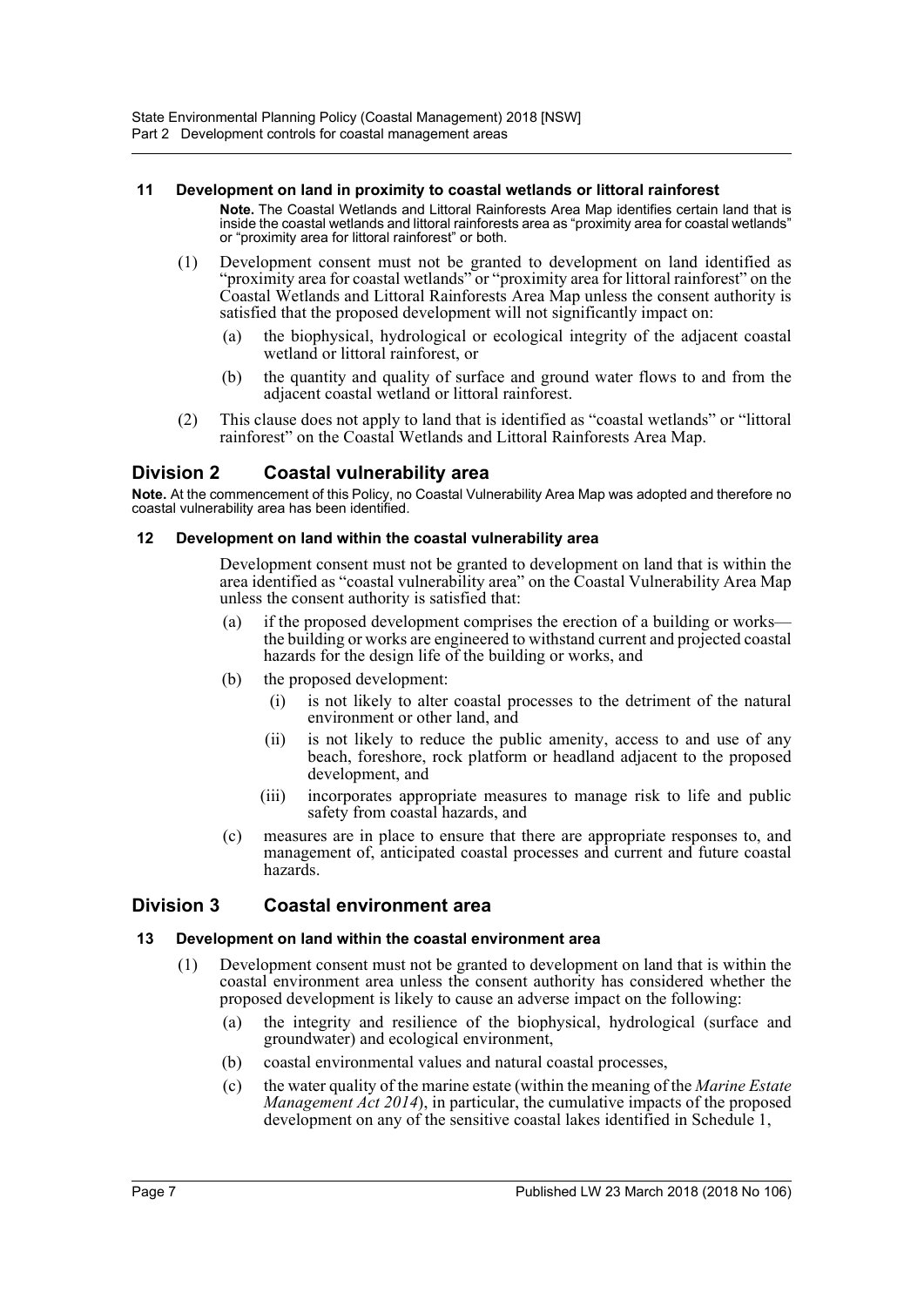### 11 Development on land in proximity to coastal wetlands or littoral rainforest

**Note.** The Coastal Wetlands and Littoral Rainforests Area Map identifies certain land that is inside the coastal wetlands and littoral rainforests area as "proximity area for coastal wetlands" or "proximity area for littoral rainforest" or both.

(1) Development consent must not be granted to development on land identified as "proximity area for coastal wetlands" or "proximity area for littoral rainforest" on the Coastal Wetlands and Littoral Rainforests Area Map unless the consent authority is satisfied that the proposed development will not significantly impact on:

(a) the biophysical, hydrological or ecological integrity of the adjacent coastal wetland or littoral rainforest, or

(b) the quantity and quality of surface and ground water flows to and from the adjacent coastal wetland or littoral rainforest.

(2) This clause does not apply to land that is identified as "coastal wetlands" or "littoral rainforest" on the Coastal Wetlands and Littoral Rainforests Area Map.

## Division 2 Coastal vulnerability area

**Note.** At the commencement of this Policy, no Coastal Vulnerability Area Map was adopted and therefore no coastal vulnerability area has been identified.

### 12 Development on land within the coastal vulnerability area

Development consent must not be granted to development on land that is within the area identified as "coastal vulnerability area" on the Coastal Vulnerability Area Map unless the consent authority is satisfied that:

(a) if the proposed development comprises the erection of a building or works—the building or works are engineered to withstand current and projected coastal hazards for the design life of the building or works, and

(b) the proposed development:

(i) is not likely to alter coastal processes to the detriment of the natural environment or other land, and

(ii) is not likely to reduce the public amenity, access to and use of any beach, foreshore, rock platform or headland adjacent to the proposed development, and

(iii) incorporates appropriate measures to manage risk to life and public safety from coastal hazards, and

(c) measures are in place to ensure that there are appropriate responses to, and management of, anticipated coastal processes and current and future coastal hazards.

## Division 3 Coastal environment area

### 13 Development on land within the coastal environment area

(1) Development consent must not be granted to development on land that is within the coastal environment area unless the consent authority has considered whether the proposed development is likely to cause an adverse impact on the following:

(a) the integrity and resilience of the biophysical, hydrological (surface and groundwater) and ecological environment,

(b) coastal environmental values and natural coastal processes,

(c) the water quality of the marine estate (within the meaning of the *Marine Estate Management Act 2014*), in particular, the cumulative impacts of the proposed development on any of the sensitive coastal lakes identified in Schedule 1,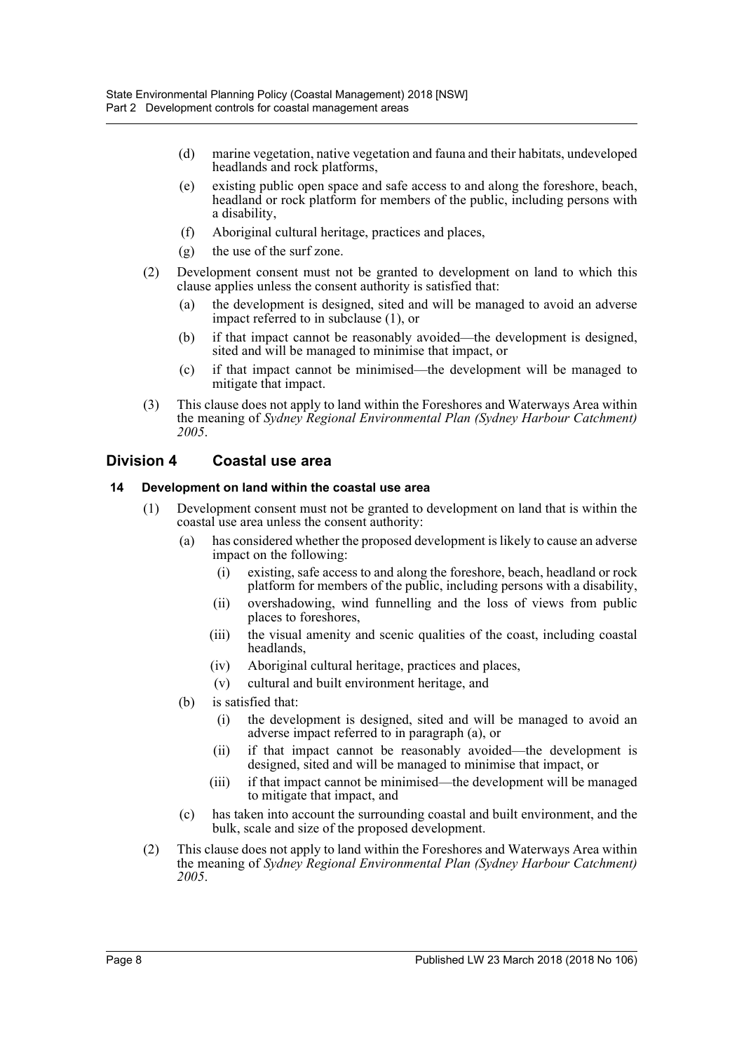(d) marine vegetation, native vegetation and fauna and their habitats, undeveloped headlands and rock platforms,

(e) existing public open space and safe access to and along the foreshore, beach, headland or rock platform for members of the public, including persons with a disability,

(f) Aboriginal cultural heritage, practices and places,

(g) the use of the surf zone.

(2) Development consent must not be granted to development on land to which this clause applies unless the consent authority is satisfied that:

(a) the development is designed, sited and will be managed to avoid an adverse impact referred to in subclause (1), or

(b) if that impact cannot be reasonably avoided—the development is designed, sited and will be managed to minimise that impact, or

(c) if that impact cannot be minimised—the development will be managed to mitigate that impact.

(3) This clause does not apply to land within the Foreshores and Waterways Area within the meaning of *Sydney Regional Environmental Plan (Sydney Harbour Catchment) 2005*.

## Division 4 Coastal use area

### 14 Development on land within the coastal use area

(1) Development consent must not be granted to development on land that is within the coastal use area unless the consent authority:

(a) has considered whether the proposed development is likely to cause an adverse impact on the following:

(i) existing, safe access to and along the foreshore, beach, headland or rock platform for members of the public, including persons with a disability,

(ii) overshadowing, wind funnelling and the loss of views from public places to foreshores,

(iii) the visual amenity and scenic qualities of the coast, including coastal headlands,

(iv) Aboriginal cultural heritage, practices and places,

(v) cultural and built environment heritage, and

(b) is satisfied that:

(i) the development is designed, sited and will be managed to avoid an adverse impact referred to in paragraph (a), or

(ii) if that impact cannot be reasonably avoided—the development is designed, sited and will be managed to minimise that impact, or

(iii) if that impact cannot be minimised—the development will be managed to mitigate that impact, and

(c) has taken into account the surrounding coastal and built environment, and the bulk, scale and size of the proposed development.

(2) This clause does not apply to land within the Foreshores and Waterways Area within the meaning of *Sydney Regional Environmental Plan (Sydney Harbour Catchment) 2005*.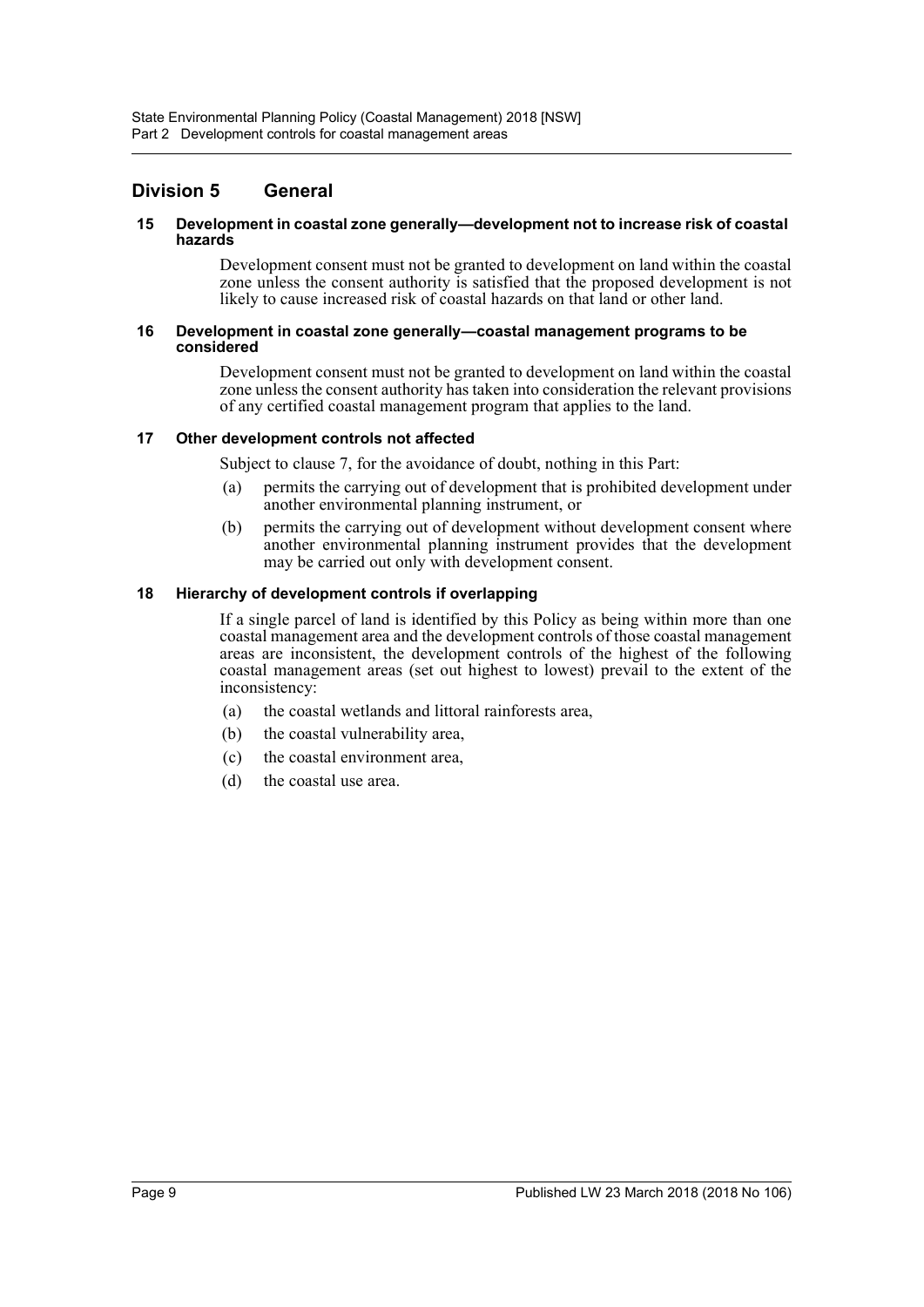## Division 5 General

#### 15 Development in coastal zone generally—development not to increase risk of coastal hazards

Development consent must not be granted to development on land within the coastal zone unless the consent authority is satisfied that the proposed development is not likely to cause increased risk of coastal hazards on that land or other land.

#### 16 Development in coastal zone generally—coastal management programs to be considered

Development consent must not be granted to development on land within the coastal zone unless the consent authority has taken into consideration the relevant provisions of any certified coastal management program that applies to the land.

#### 17 Other development controls not affected

Subject to clause 7, for the avoidance of doubt, nothing in this Part:

(a) permits the carrying out of development that is prohibited development under another environmental planning instrument, or

(b) permits the carrying out of development without development consent where another environmental planning instrument provides that the development may be carried out only with development consent.

#### 18 Hierarchy of development controls if overlapping

If a single parcel of land is identified by this Policy as being within more than one coastal management area and the development controls of those coastal management areas are inconsistent, the development controls of the highest of the following coastal management areas (set out highest to lowest) prevail to the extent of the inconsistency:

(a) the coastal wetlands and littoral rainforests area,

(b) the coastal vulnerability area,

(c) the coastal environment area,

(d) the coastal use area.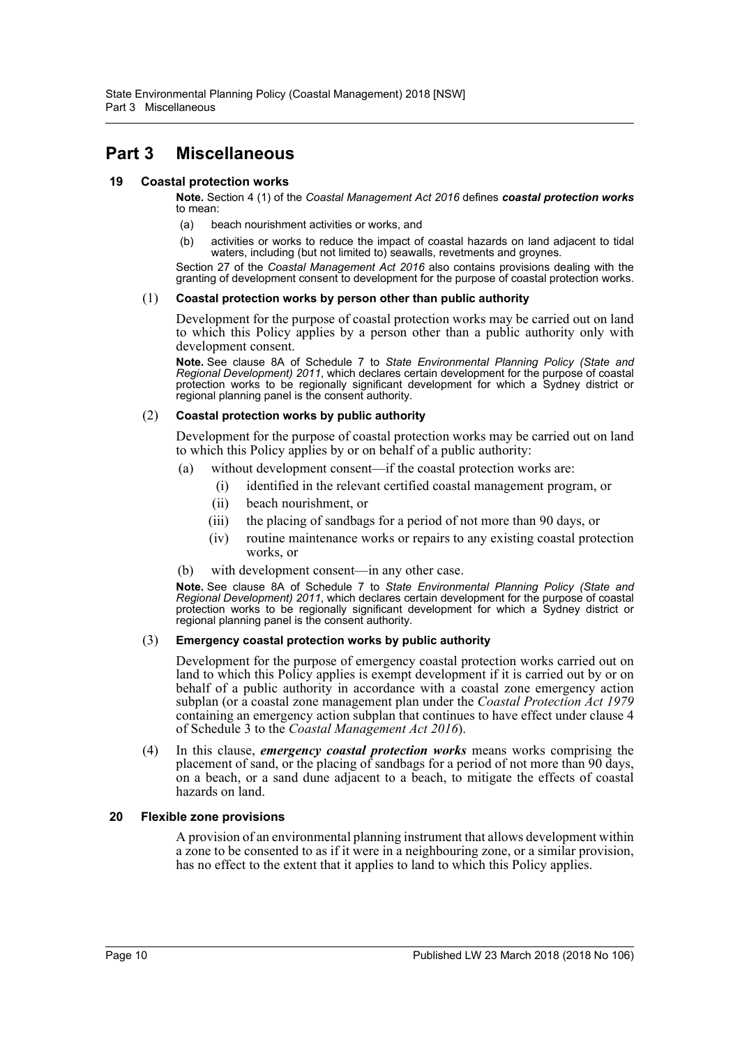# Part 3 Miscellaneous

### 19 Coastal protection works

**Note.** Section 4 (1) of the *Coastal Management Act 2016* defines ***coastal protection works*** to mean:

(a) beach nourishment activities or works, and

(b) activities or works to reduce the impact of coastal hazards on land adjacent to tidal waters, including (but not limited to) seawalls, revetments and groynes.

Section 27 of the *Coastal Management Act 2016* also contains provisions dealing with the granting of development consent to development for the purpose of coastal protection works.

(1) **Coastal protection works by person other than public authority**

Development for the purpose of coastal protection works may be carried out on land to which this Policy applies by a person other than a public authority only with development consent.

**Note.** See clause 8A of Schedule 7 to *State Environmental Planning Policy (State and Regional Development) 2011*, which declares certain development for the purpose of coastal protection works to be regionally significant development for which a Sydney district or regional planning panel is the consent authority.

(2) **Coastal protection works by public authority**

Development for the purpose of coastal protection works may be carried out on land to which this Policy applies by or on behalf of a public authority:

(a) without development consent—if the coastal protection works are:

(i) identified in the relevant certified coastal management program, or

(ii) beach nourishment, or

(iii) the placing of sandbags for a period of not more than 90 days, or

(iv) routine maintenance works or repairs to any existing coastal protection works, or

(b) with development consent—in any other case.

**Note.** See clause 8A of Schedule 7 to *State Environmental Planning Policy (State and Regional Development) 2011*, which declares certain development for the purpose of coastal protection works to be regionally significant development for which a Sydney district or regional planning panel is the consent authority.

(3) **Emergency coastal protection works by public authority**

Development for the purpose of emergency coastal protection works carried out on land to which this Policy applies is exempt development if it is carried out by or on behalf of a public authority in accordance with a coastal zone emergency action subplan (or a coastal zone management plan under the *Coastal Protection Act 1979* containing an emergency action subplan that continues to have effect under clause 4 of Schedule 3 to the *Coastal Management Act 2016*).

(4) In this clause, ***emergency coastal protection works*** means works comprising the placement of sand, or the placing of sandbags for a period of not more than 90 days, on a beach, or a sand dune adjacent to a beach, to mitigate the effects of coastal hazards on land.

### 20 Flexible zone provisions

A provision of an environmental planning instrument that allows development within a zone to be consented to as if it were in a neighbouring zone, or a similar provision, has no effect to the extent that it applies to land to which this Policy applies.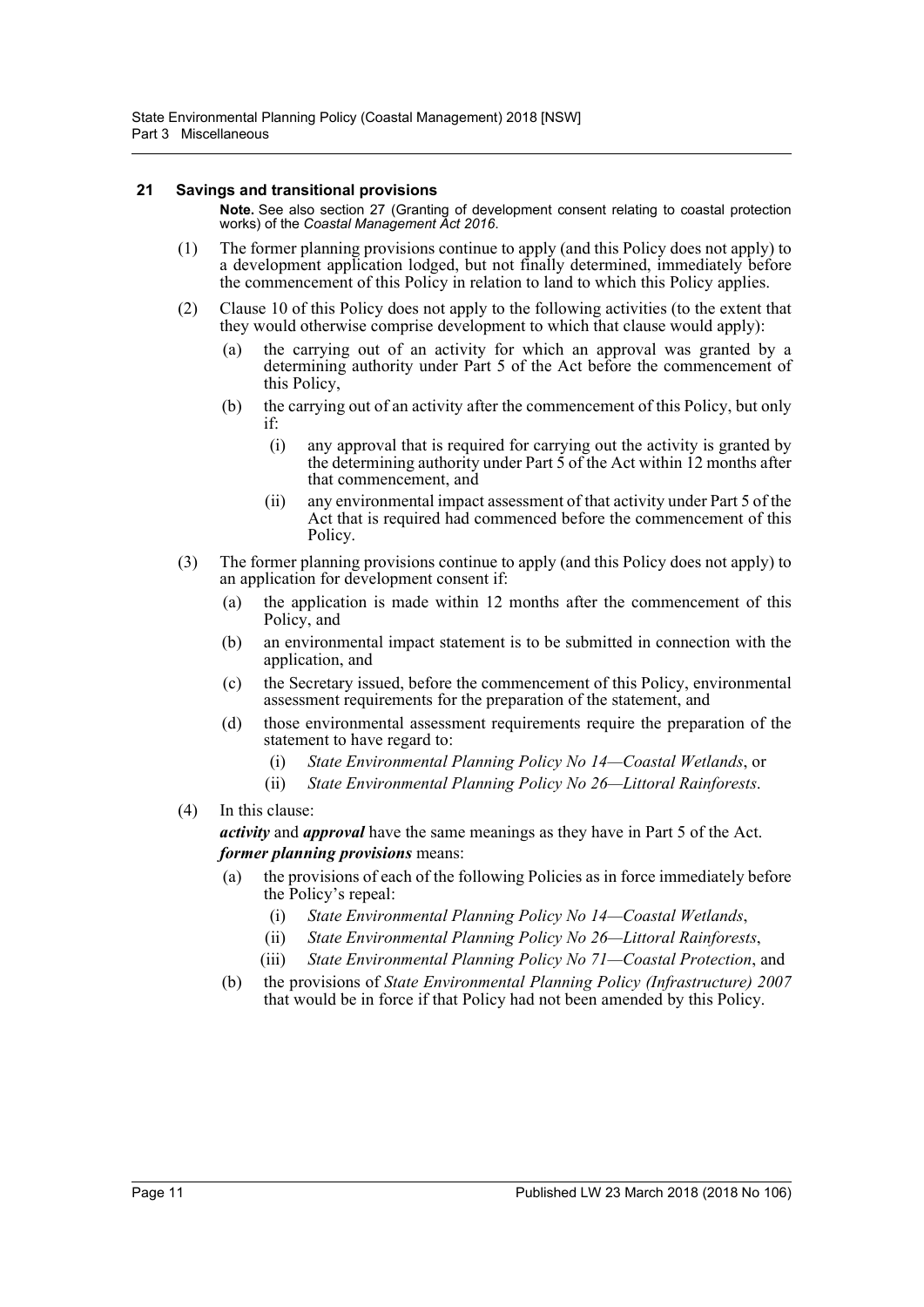## 21 Savings and transitional provisions

**Note.** See also section 27 (Granting of development consent relating to coastal protection works) of the *Coastal Management Act 2016*.

(1) The former planning provisions continue to apply (and this Policy does not apply) to a development application lodged, but not finally determined, immediately before the commencement of this Policy in relation to land to which this Policy applies.

(2) Clause 10 of this Policy does not apply to the following activities (to the extent that they would otherwise comprise development to which that clause would apply):

- (a) the carrying out of an activity for which an approval was granted by a determining authority under Part 5 of the Act before the commencement of this Policy,
- (b) the carrying out of an activity after the commencement of this Policy, but only if:
  - (i) any approval that is required for carrying out the activity is granted by the determining authority under Part 5 of the Act within 12 months after that commencement, and
  - (ii) any environmental impact assessment of that activity under Part 5 of the Act that is required had commenced before the commencement of this Policy.

(3) The former planning provisions continue to apply (and this Policy does not apply) to an application for development consent if:

- (a) the application is made within 12 months after the commencement of this Policy, and
- (b) an environmental impact statement is to be submitted in connection with the application, and
- (c) the Secretary issued, before the commencement of this Policy, environmental assessment requirements for the preparation of the statement, and
- (d) those environmental assessment requirements require the preparation of the statement to have regard to:
  - (i) *State Environmental Planning Policy No 14—Coastal Wetlands*, or
  - (ii) *State Environmental Planning Policy No 26—Littoral Rainforests*.

(4) In this clause:

***activity*** and ***approval*** have the same meanings as they have in Part 5 of the Act.

***former planning provisions*** means:

- (a) the provisions of each of the following Policies as in force immediately before the Policy's repeal:
  - (i) *State Environmental Planning Policy No 14—Coastal Wetlands*,
  - (ii) *State Environmental Planning Policy No 26—Littoral Rainforests*,
  - (iii) *State Environmental Planning Policy No 71—Coastal Protection*, and
- (b) the provisions of *State Environmental Planning Policy (Infrastructure) 2007* that would be in force if that Policy had not been amended by this Policy.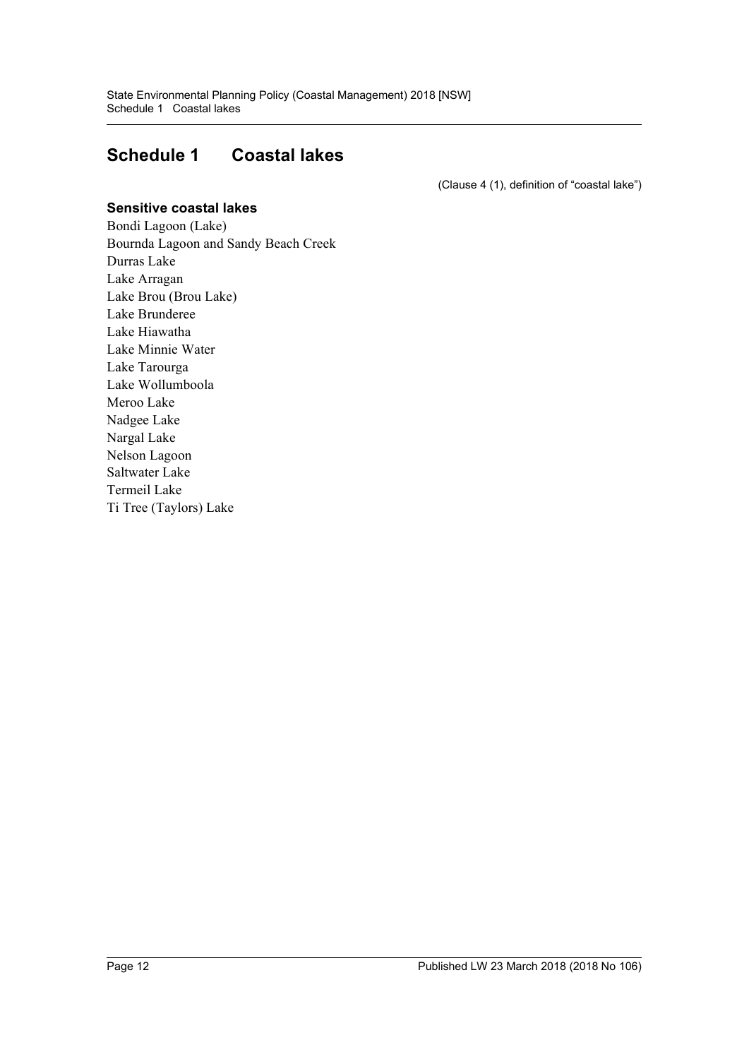# Schedule 1 Coastal lakes

(Clause 4 (1), definition of "coastal lake")

**Sensitive coastal lakes**

Bondi Lagoon (Lake)
Bournda Lagoon and Sandy Beach Creek
Durras Lake
Lake Arragan
Lake Brou (Brou Lake)
Lake Brunderee
Lake Hiawatha
Lake Minnie Water
Lake Tarourga
Lake Wollumboola
Meroo Lake
Nadgee Lake
Nargal Lake
Nelson Lagoon
Saltwater Lake
Termeil Lake
Ti Tree (Taylors) Lake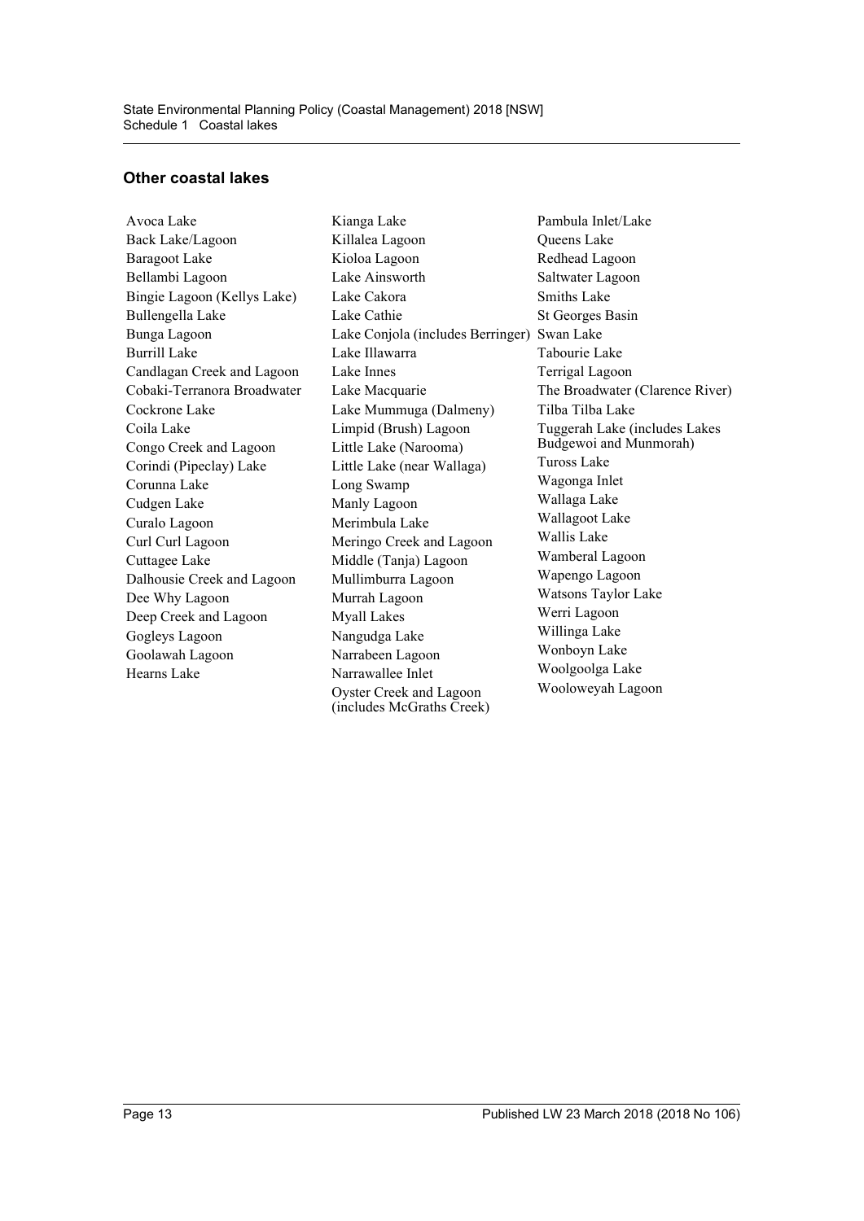## Other coastal lakes

- Avoca Lake
- Back Lake/Lagoon
- Baragoot Lake
- Bellambi Lagoon
- Bingie Lagoon (Kellys Lake)
- Bullengella Lake
- Bunga Lagoon
- Burrill Lake
- Candlagan Creek and Lagoon
- Cobaki-Terranora Broadwater
- Cockrone Lake
- Coila Lake
- Congo Creek and Lagoon
- Corindi (Pipeclay) Lake
- Corunna Lake
- Cudgen Lake
- Curalo Lagoon
- Curl Curl Lagoon
- Cuttagee Lake
- Dalhousie Creek and Lagoon
- Dee Why Lagoon
- Deep Creek and Lagoon
- Gogleys Lagoon
- Goolawah Lagoon
- Hearns Lake
- Kianga Lake
- Killalea Lagoon
- Kioloa Lagoon
- Lake Ainsworth
- Lake Cakora
- Lake Cathie
- Lake Conjola (includes Berringer)
- Lake Illawarra
- Lake Innes
- Lake Macquarie
- Lake Mummuga (Dalmeny)
- Limpid (Brush) Lagoon
- Little Lake (Narooma)
- Little Lake (near Wallaga)
- Long Swamp
- Manly Lagoon
- Merimbula Lake
- Meringo Creek and Lagoon
- Middle (Tanja) Lagoon
- Mullimburra Lagoon
- Murrah Lagoon
- Myall Lakes
- Nangudga Lake
- Narrabeen Lagoon
- Narrawallee Inlet
- Oyster Creek and Lagoon (includes McGraths Creek)
- Pambula Inlet/Lake
- Queens Lake
- Redhead Lagoon
- Saltwater Lagoon
- Smiths Lake
- St Georges Basin
- Swan Lake
- Tabourie Lake
- Terrigal Lagoon
- The Broadwater (Clarence River)
- Tilba Tilba Lake
- Tuggerah Lake (includes Lakes Budgewoi and Munmorah)
- Tuross Lake
- Wagonga Inlet
- Wallaga Lake
- Wallagoot Lake
- Wallis Lake
- Wamberal Lagoon
- Wapengo Lagoon
- Watsons Taylor Lake
- Werri Lagoon
- Willinga Lake
- Wonboyn Lake
- Woolgoolga Lake
- Wooloweyah Lagoon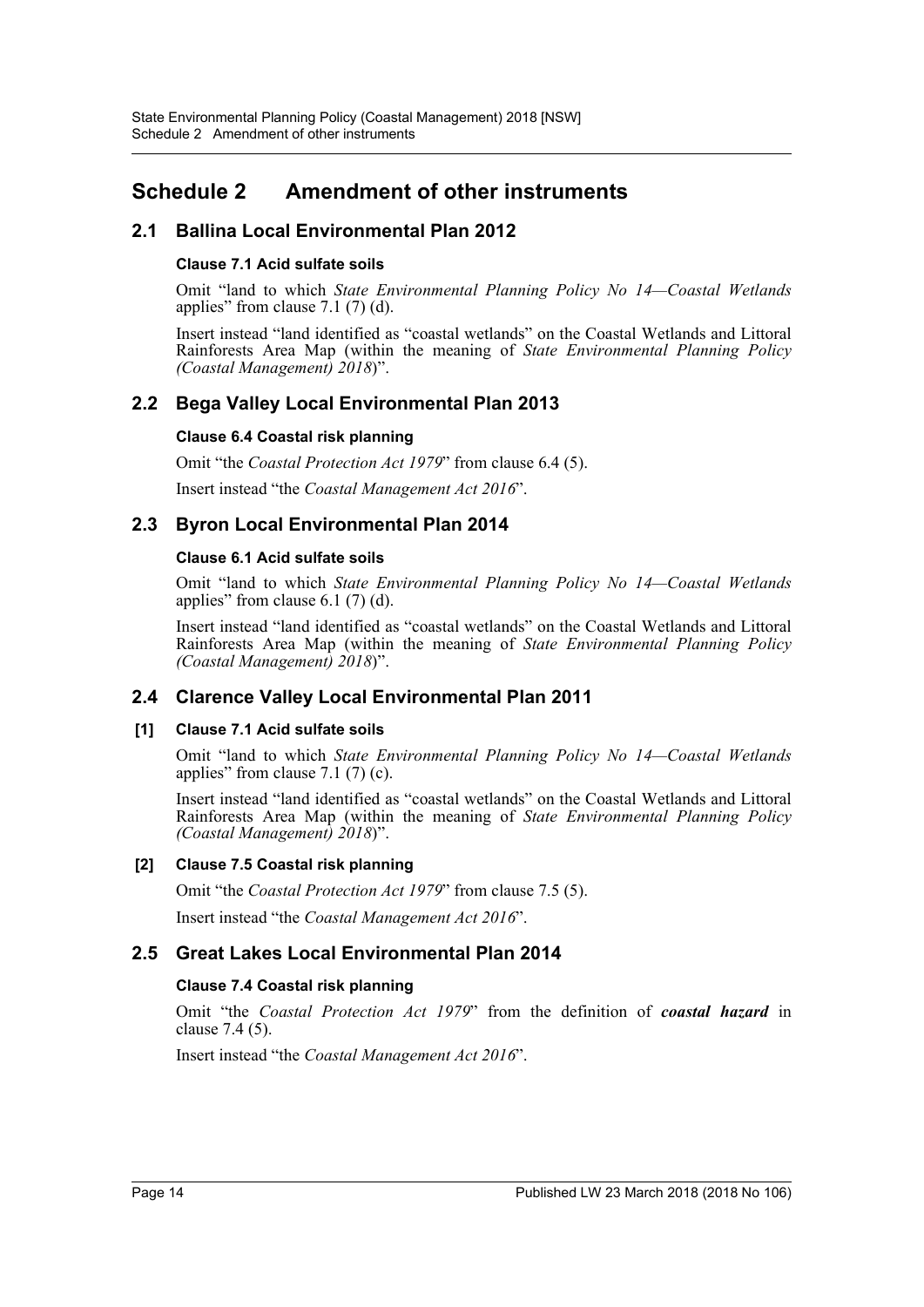# Schedule 2 Amendment of other instruments

## 2.1 Ballina Local Environmental Plan 2012

### Clause 7.1 Acid sulfate soils

Omit "land to which *State Environmental Planning Policy No 14—Coastal Wetlands* applies" from clause 7.1 (7) (d).

Insert instead "land identified as "coastal wetlands" on the Coastal Wetlands and Littoral Rainforests Area Map (within the meaning of *State Environmental Planning Policy (Coastal Management) 2018*)".

## 2.2 Bega Valley Local Environmental Plan 2013

### Clause 6.4 Coastal risk planning

Omit "the *Coastal Protection Act 1979*" from clause 6.4 (5).

Insert instead "the *Coastal Management Act 2016*".

## 2.3 Byron Local Environmental Plan 2014

### Clause 6.1 Acid sulfate soils

Omit "land to which *State Environmental Planning Policy No 14—Coastal Wetlands* applies" from clause 6.1 (7) (d).

Insert instead "land identified as "coastal wetlands" on the Coastal Wetlands and Littoral Rainforests Area Map (within the meaning of *State Environmental Planning Policy (Coastal Management) 2018*)".

## 2.4 Clarence Valley Local Environmental Plan 2011

### [1] Clause 7.1 Acid sulfate soils

Omit "land to which *State Environmental Planning Policy No 14—Coastal Wetlands* applies" from clause 7.1 (7) (c).

Insert instead "land identified as "coastal wetlands" on the Coastal Wetlands and Littoral Rainforests Area Map (within the meaning of *State Environmental Planning Policy (Coastal Management) 2018*)".

### [2] Clause 7.5 Coastal risk planning

Omit "the *Coastal Protection Act 1979*" from clause 7.5 (5).

Insert instead "the *Coastal Management Act 2016*".

## 2.5 Great Lakes Local Environmental Plan 2014

### Clause 7.4 Coastal risk planning

Omit "the *Coastal Protection Act 1979*" from the definition of ***coastal hazard*** in clause 7.4 (5).

Insert instead "the *Coastal Management Act 2016*".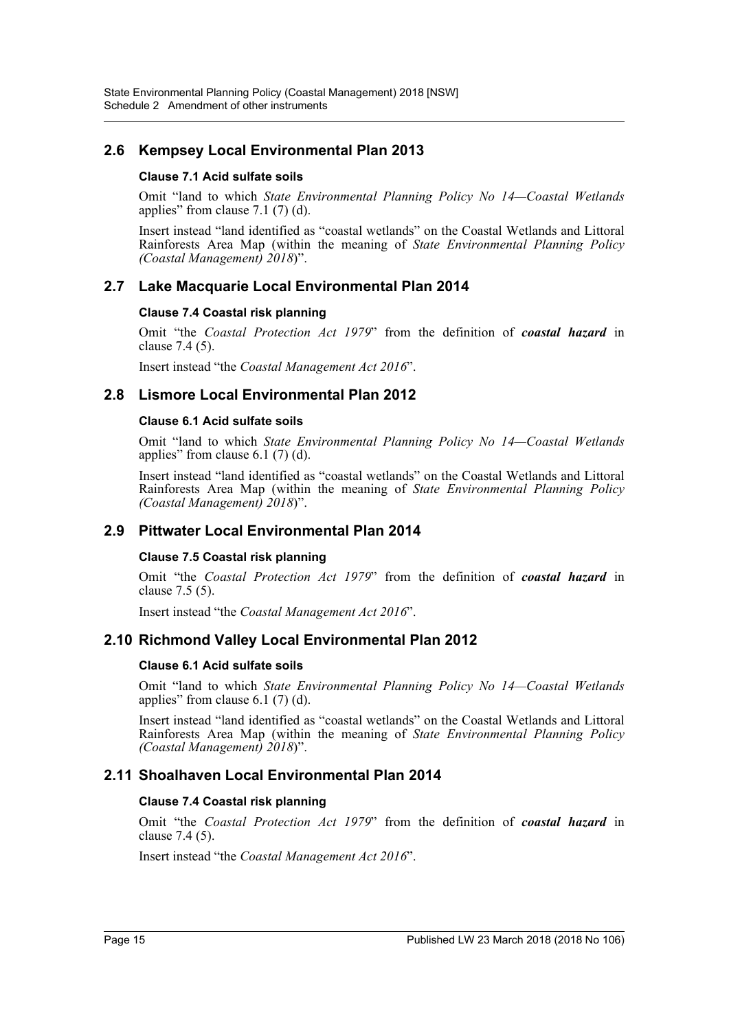## 2.6 Kempsey Local Environmental Plan 2013

### Clause 7.1 Acid sulfate soils

Omit "land to which *State Environmental Planning Policy No 14—Coastal Wetlands* applies" from clause 7.1 (7) (d).

Insert instead "land identified as "coastal wetlands" on the Coastal Wetlands and Littoral Rainforests Area Map (within the meaning of *State Environmental Planning Policy (Coastal Management) 2018*)".

## 2.7 Lake Macquarie Local Environmental Plan 2014

### Clause 7.4 Coastal risk planning

Omit "the *Coastal Protection Act 1979*" from the definition of ***coastal hazard*** in clause 7.4 (5).

Insert instead "the *Coastal Management Act 2016*".

## 2.8 Lismore Local Environmental Plan 2012

### Clause 6.1 Acid sulfate soils

Omit "land to which *State Environmental Planning Policy No 14—Coastal Wetlands* applies" from clause 6.1 (7) (d).

Insert instead "land identified as "coastal wetlands" on the Coastal Wetlands and Littoral Rainforests Area Map (within the meaning of *State Environmental Planning Policy (Coastal Management) 2018*)".

## 2.9 Pittwater Local Environmental Plan 2014

### Clause 7.5 Coastal risk planning

Omit "the *Coastal Protection Act 1979*" from the definition of ***coastal hazard*** in clause 7.5 (5).

Insert instead "the *Coastal Management Act 2016*".

## 2.10 Richmond Valley Local Environmental Plan 2012

### Clause 6.1 Acid sulfate soils

Omit "land to which *State Environmental Planning Policy No 14—Coastal Wetlands* applies" from clause 6.1 (7) (d).

Insert instead "land identified as "coastal wetlands" on the Coastal Wetlands and Littoral Rainforests Area Map (within the meaning of *State Environmental Planning Policy (Coastal Management) 2018*)".

## 2.11 Shoalhaven Local Environmental Plan 2014

### Clause 7.4 Coastal risk planning

Omit "the *Coastal Protection Act 1979*" from the definition of ***coastal hazard*** in clause 7.4 (5).

Insert instead "the *Coastal Management Act 2016*".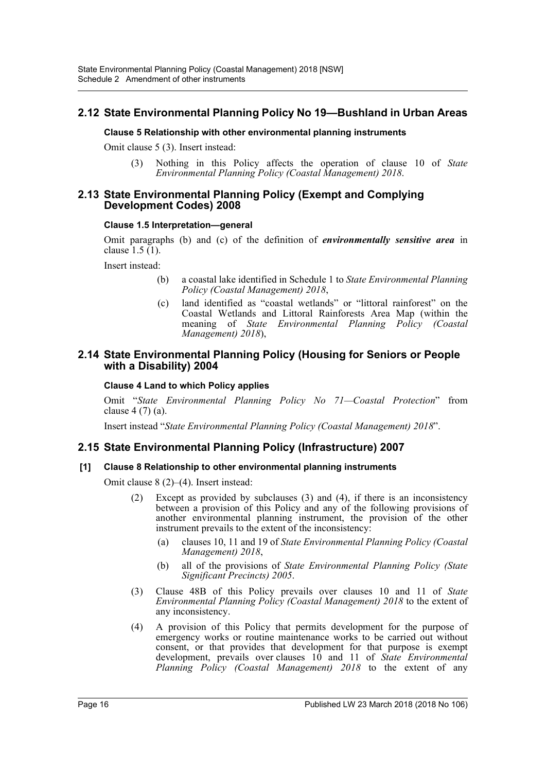## 2.12 State Environmental Planning Policy No 19—Bushland in Urban Areas

**Clause 5 Relationship with other environmental planning instruments**

Omit clause 5 (3). Insert instead:

> (3) Nothing in this Policy affects the operation of clause 10 of *State Environmental Planning Policy (Coastal Management) 2018*.

## 2.13 State Environmental Planning Policy (Exempt and Complying Development Codes) 2008

**Clause 1.5 Interpretation—general**

Omit paragraphs (b) and (c) of the definition of ***environmentally sensitive area*** in clause 1.5 (1).

Insert instead:

> (b) a coastal lake identified in Schedule 1 to *State Environmental Planning Policy (Coastal Management) 2018*,
>
> (c) land identified as "coastal wetlands" or "littoral rainforest" on the Coastal Wetlands and Littoral Rainforests Area Map (within the meaning of *State Environmental Planning Policy (Coastal Management) 2018*),

## 2.14 State Environmental Planning Policy (Housing for Seniors or People with a Disability) 2004

**Clause 4 Land to which Policy applies**

Omit "*State Environmental Planning Policy No 71—Coastal Protection*" from clause 4 (7) (a).

Insert instead "*State Environmental Planning Policy (Coastal Management) 2018*".

## 2.15 State Environmental Planning Policy (Infrastructure) 2007

**[1] Clause 8 Relationship to other environmental planning instruments**

Omit clause 8 (2)–(4). Insert instead:

> (2) Except as provided by subclauses (3) and (4), if there is an inconsistency between a provision of this Policy and any of the following provisions of another environmental planning instrument, the provision of the other instrument prevails to the extent of the inconsistency:
>
> (a) clauses 10, 11 and 19 of *State Environmental Planning Policy (Coastal Management) 2018*,
>
> (b) all of the provisions of *State Environmental Planning Policy (State Significant Precincts) 2005*.
>
> (3) Clause 48B of this Policy prevails over clauses 10 and 11 of *State Environmental Planning Policy (Coastal Management) 2018* to the extent of any inconsistency.
>
> (4) A provision of this Policy that permits development for the purpose of emergency works or routine maintenance works to be carried out without consent, or that provides that development for that purpose is exempt development, prevails over clauses 10 and 11 of *State Environmental Planning Policy (Coastal Management) 2018* to the extent of any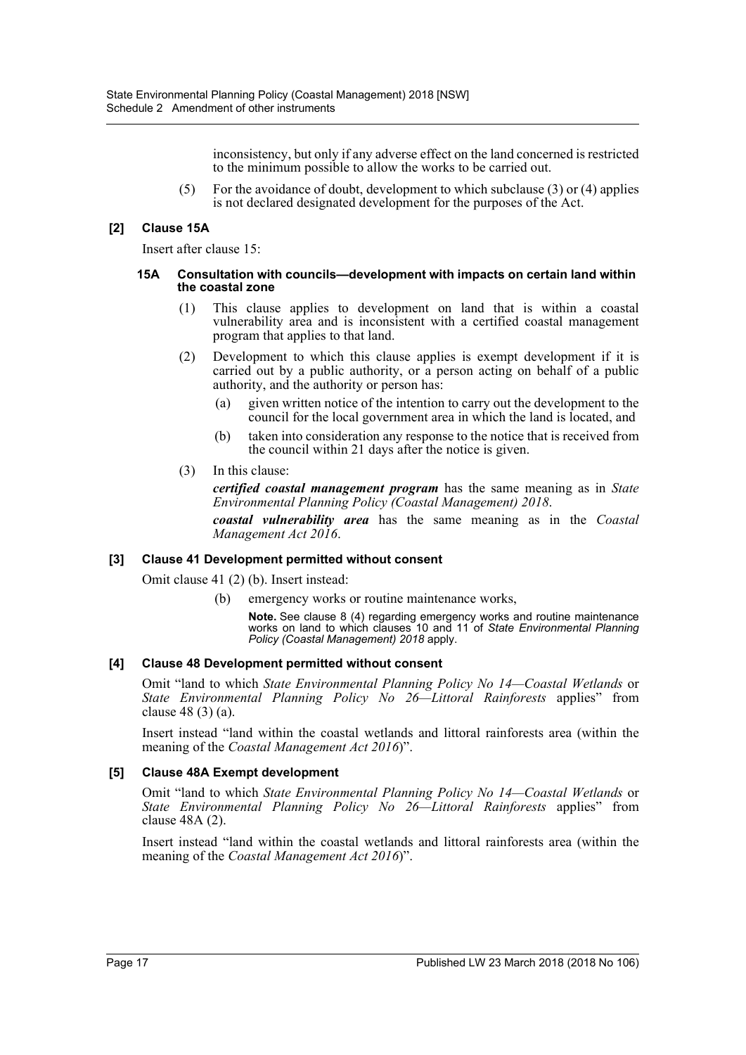inconsistency, but only if any adverse effect on the land concerned is restricted to the minimum possible to allow the works to be carried out.

(5) For the avoidance of doubt, development to which subclause (3) or (4) applies is not declared designated development for the purposes of the Act.

### [2] Clause 15A

Insert after clause 15:

#### 15A Consultation with councils—development with impacts on certain land within the coastal zone

(1) This clause applies to development on land that is within a coastal vulnerability area and is inconsistent with a certified coastal management program that applies to that land.

(2) Development to which this clause applies is exempt development if it is carried out by a public authority, or a person acting on behalf of a public authority, and the authority or person has:

(a) given written notice of the intention to carry out the development to the council for the local government area in which the land is located, and

(b) taken into consideration any response to the notice that is received from the council within 21 days after the notice is given.

(3) In this clause:

***certified coastal management program*** has the same meaning as in *State Environmental Planning Policy (Coastal Management) 2018*.

***coastal vulnerability area*** has the same meaning as in the *Coastal Management Act 2016*.

### [3] Clause 41 Development permitted without consent

Omit clause 41 (2) (b). Insert instead:

(b) emergency works or routine maintenance works,

**Note.** See clause 8 (4) regarding emergency works and routine maintenance works on land to which clauses 10 and 11 of *State Environmental Planning Policy (Coastal Management) 2018* apply.

### [4] Clause 48 Development permitted without consent

Omit "land to which *State Environmental Planning Policy No 14—Coastal Wetlands* or *State Environmental Planning Policy No 26—Littoral Rainforests* applies" from clause 48 (3) (a).

Insert instead "land within the coastal wetlands and littoral rainforests area (within the meaning of the *Coastal Management Act 2016*)".

### [5] Clause 48A Exempt development

Omit "land to which *State Environmental Planning Policy No 14—Coastal Wetlands* or *State Environmental Planning Policy No 26—Littoral Rainforests* applies" from clause 48A (2).

Insert instead "land within the coastal wetlands and littoral rainforests area (within the meaning of the *Coastal Management Act 2016*)".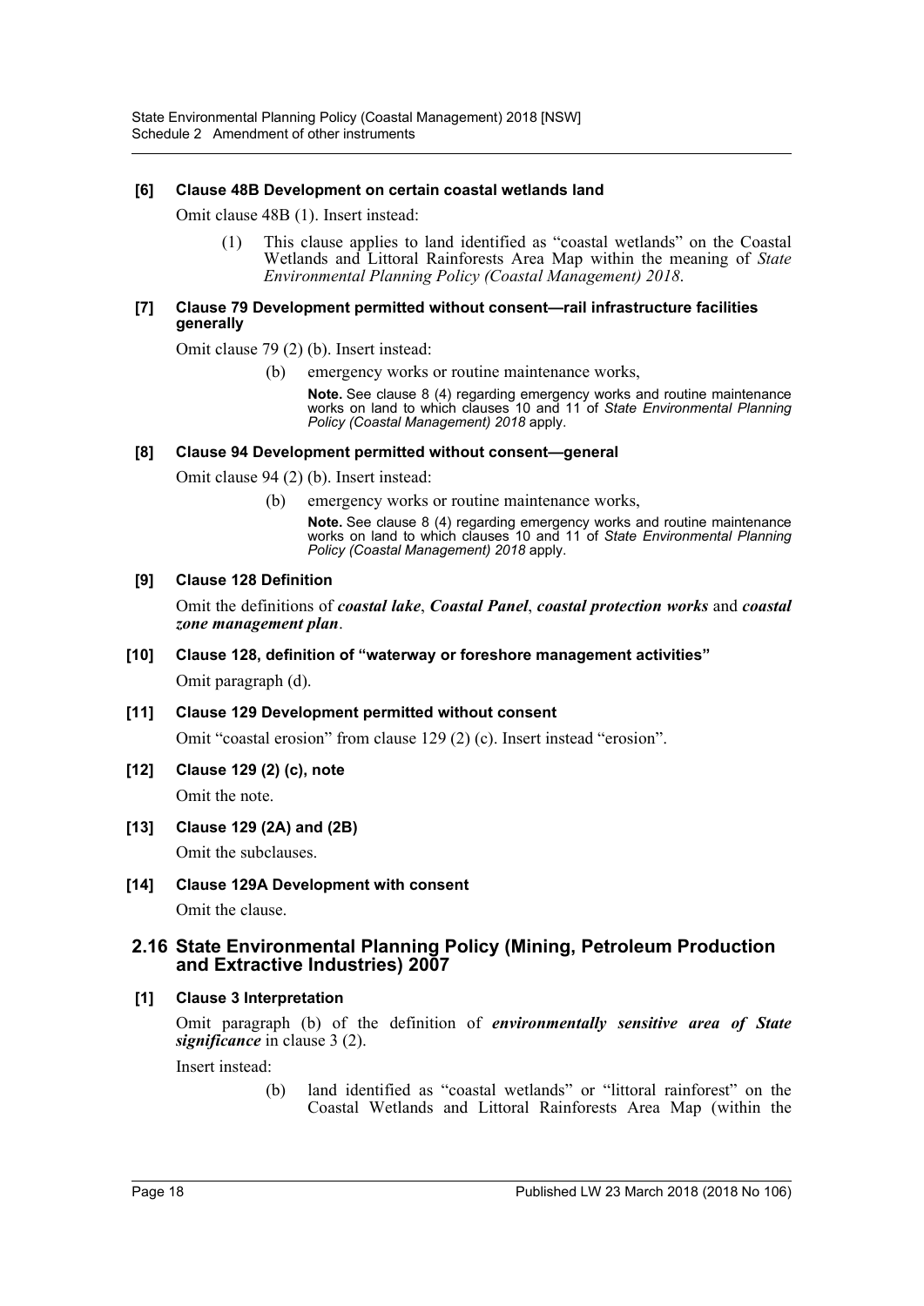**[6] Clause 48B Development on certain coastal wetlands land**

Omit clause 48B (1). Insert instead:

> (1) This clause applies to land identified as "coastal wetlands" on the Coastal Wetlands and Littoral Rainforests Area Map within the meaning of *State Environmental Planning Policy (Coastal Management) 2018*.

**[7] Clause 79 Development permitted without consent—rail infrastructure facilities generally**

Omit clause 79 (2) (b). Insert instead:

> (b) emergency works or routine maintenance works,
>
> **Note.** See clause 8 (4) regarding emergency works and routine maintenance works on land to which clauses 10 and 11 of *State Environmental Planning Policy (Coastal Management) 2018* apply.

**[8] Clause 94 Development permitted without consent—general**

Omit clause 94 (2) (b). Insert instead:

> (b) emergency works or routine maintenance works,
>
> **Note.** See clause 8 (4) regarding emergency works and routine maintenance works on land to which clauses 10 and 11 of *State Environmental Planning Policy (Coastal Management) 2018* apply.

**[9] Clause 128 Definition**

Omit the definitions of ***coastal lake***, ***Coastal Panel***, ***coastal protection works*** and ***coastal zone management plan***.

**[10] Clause 128, definition of "waterway or foreshore management activities"**

Omit paragraph (d).

**[11] Clause 129 Development permitted without consent**

Omit "coastal erosion" from clause 129 (2) (c). Insert instead "erosion".

**[12] Clause 129 (2) (c), note**

Omit the note.

**[13] Clause 129 (2A) and (2B)**

Omit the subclauses.

**[14] Clause 129A Development with consent**

Omit the clause.

## 2.16 State Environmental Planning Policy (Mining, Petroleum Production and Extractive Industries) 2007

**[1] Clause 3 Interpretation**

Omit paragraph (b) of the definition of ***environmentally sensitive area of State significance*** in clause 3 (2).

Insert instead:

> (b) land identified as "coastal wetlands" or "littoral rainforest" on the Coastal Wetlands and Littoral Rainforests Area Map (within the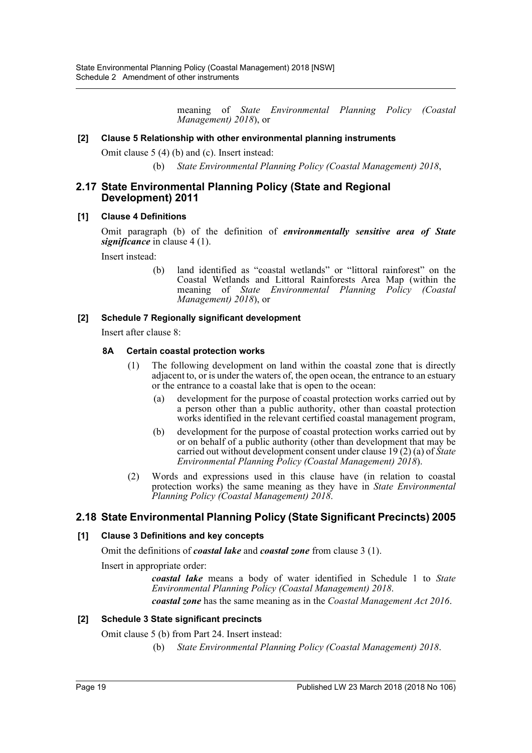meaning of *State Environmental Planning Policy (Coastal Management) 2018*), or

**[2] Clause 5 Relationship with other environmental planning instruments**

Omit clause 5 (4) (b) and (c). Insert instead:

(b) *State Environmental Planning Policy (Coastal Management) 2018*,

## 2.17 State Environmental Planning Policy (State and Regional Development) 2011

**[1] Clause 4 Definitions**

Omit paragraph (b) of the definition of ***environmentally sensitive area of State significance*** in clause 4 (1).

Insert instead:

(b) land identified as "coastal wetlands" or "littoral rainforest" on the Coastal Wetlands and Littoral Rainforests Area Map (within the meaning of *State Environmental Planning Policy (Coastal Management) 2018*), or

**[2] Schedule 7 Regionally significant development**

Insert after clause 8:

**8A Certain coastal protection works**

(1) The following development on land within the coastal zone that is directly adjacent to, or is under the waters of, the open ocean, the entrance to an estuary or the entrance to a coastal lake that is open to the ocean:

(a) development for the purpose of coastal protection works carried out by a person other than a public authority, other than coastal protection works identified in the relevant certified coastal management program,

(b) development for the purpose of coastal protection works carried out by or on behalf of a public authority (other than development that may be carried out without development consent under clause 19 (2) (a) of *State Environmental Planning Policy (Coastal Management) 2018*).

(2) Words and expressions used in this clause have (in relation to coastal protection works) the same meaning as they have in *State Environmental Planning Policy (Coastal Management) 2018*.

## 2.18 State Environmental Planning Policy (State Significant Precincts) 2005

**[1] Clause 3 Definitions and key concepts**

Omit the definitions of ***coastal lake*** and ***coastal zone*** from clause 3 (1).

Insert in appropriate order:

***coastal lake*** means a body of water identified in Schedule 1 to *State Environmental Planning Policy (Coastal Management) 2018*.

***coastal zone*** has the same meaning as in the *Coastal Management Act 2016*.

**[2] Schedule 3 State significant precincts**

Omit clause 5 (b) from Part 24. Insert instead:

(b) *State Environmental Planning Policy (Coastal Management) 2018*.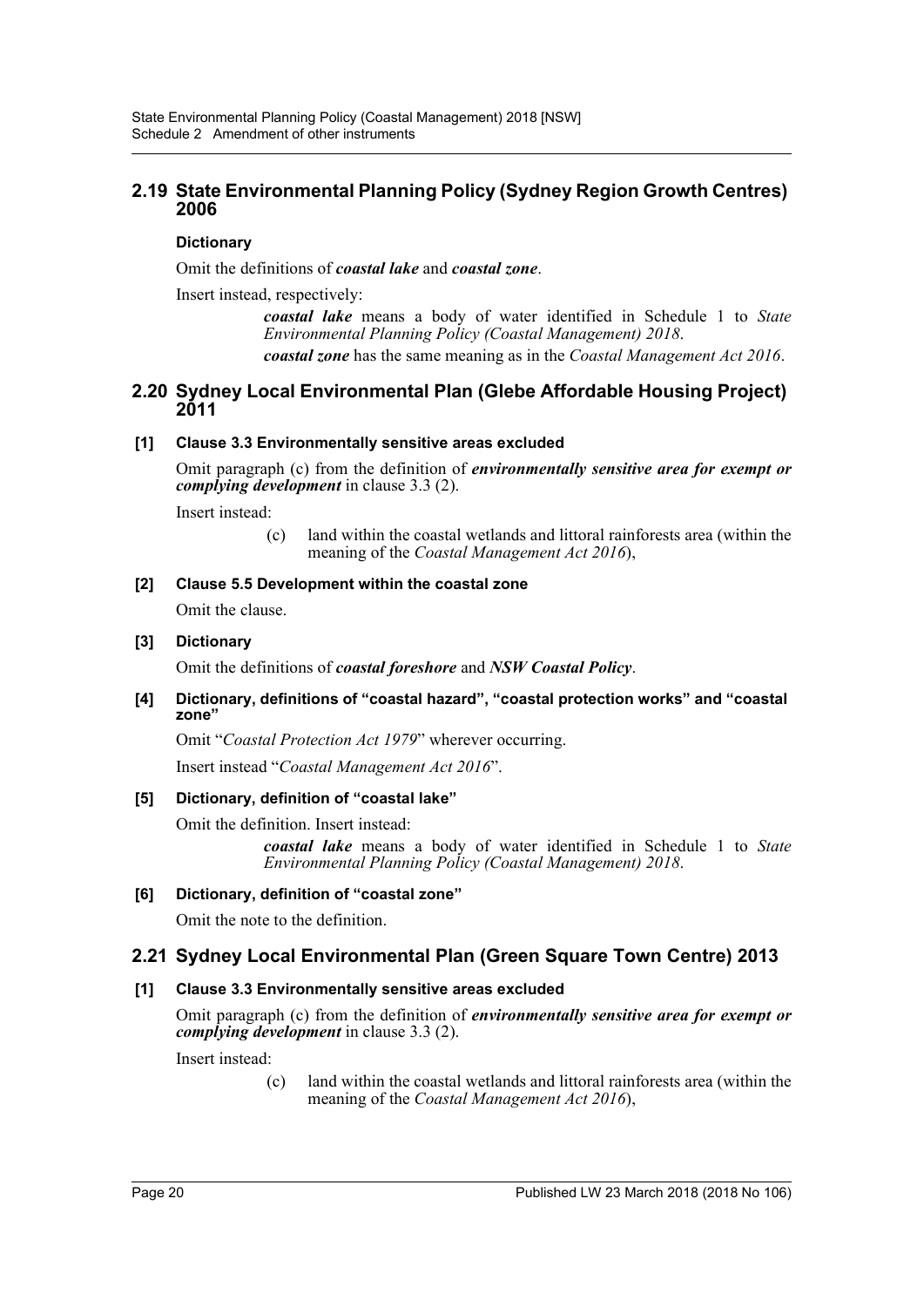## 2.19 State Environmental Planning Policy (Sydney Region Growth Centres) 2006

**Dictionary**

Omit the definitions of ***coastal lake*** and ***coastal zone***.

Insert instead, respectively:

> ***coastal lake*** means a body of water identified in Schedule 1 to *State Environmental Planning Policy (Coastal Management) 2018*.
>
> ***coastal zone*** has the same meaning as in the *Coastal Management Act 2016*.

## 2.20 Sydney Local Environmental Plan (Glebe Affordable Housing Project) 2011

**[1] Clause 3.3 Environmentally sensitive areas excluded**

Omit paragraph (c) from the definition of ***environmentally sensitive area for exempt or complying development*** in clause 3.3 (2).

Insert instead:

> (c) land within the coastal wetlands and littoral rainforests area (within the meaning of the *Coastal Management Act 2016*),

**[2] Clause 5.5 Development within the coastal zone**

Omit the clause.

**[3] Dictionary**

Omit the definitions of ***coastal foreshore*** and ***NSW Coastal Policy***.

**[4] Dictionary, definitions of "coastal hazard", "coastal protection works" and "coastal zone"**

Omit "*Coastal Protection Act 1979*" wherever occurring.

Insert instead "*Coastal Management Act 2016*".

**[5] Dictionary, definition of "coastal lake"**

Omit the definition. Insert instead:

> ***coastal lake*** means a body of water identified in Schedule 1 to *State Environmental Planning Policy (Coastal Management) 2018*.

**[6] Dictionary, definition of "coastal zone"**

Omit the note to the definition.

## 2.21 Sydney Local Environmental Plan (Green Square Town Centre) 2013

**[1] Clause 3.3 Environmentally sensitive areas excluded**

Omit paragraph (c) from the definition of ***environmentally sensitive area for exempt or complying development*** in clause 3.3 (2).

Insert instead:

> (c) land within the coastal wetlands and littoral rainforests area (within the meaning of the *Coastal Management Act 2016*),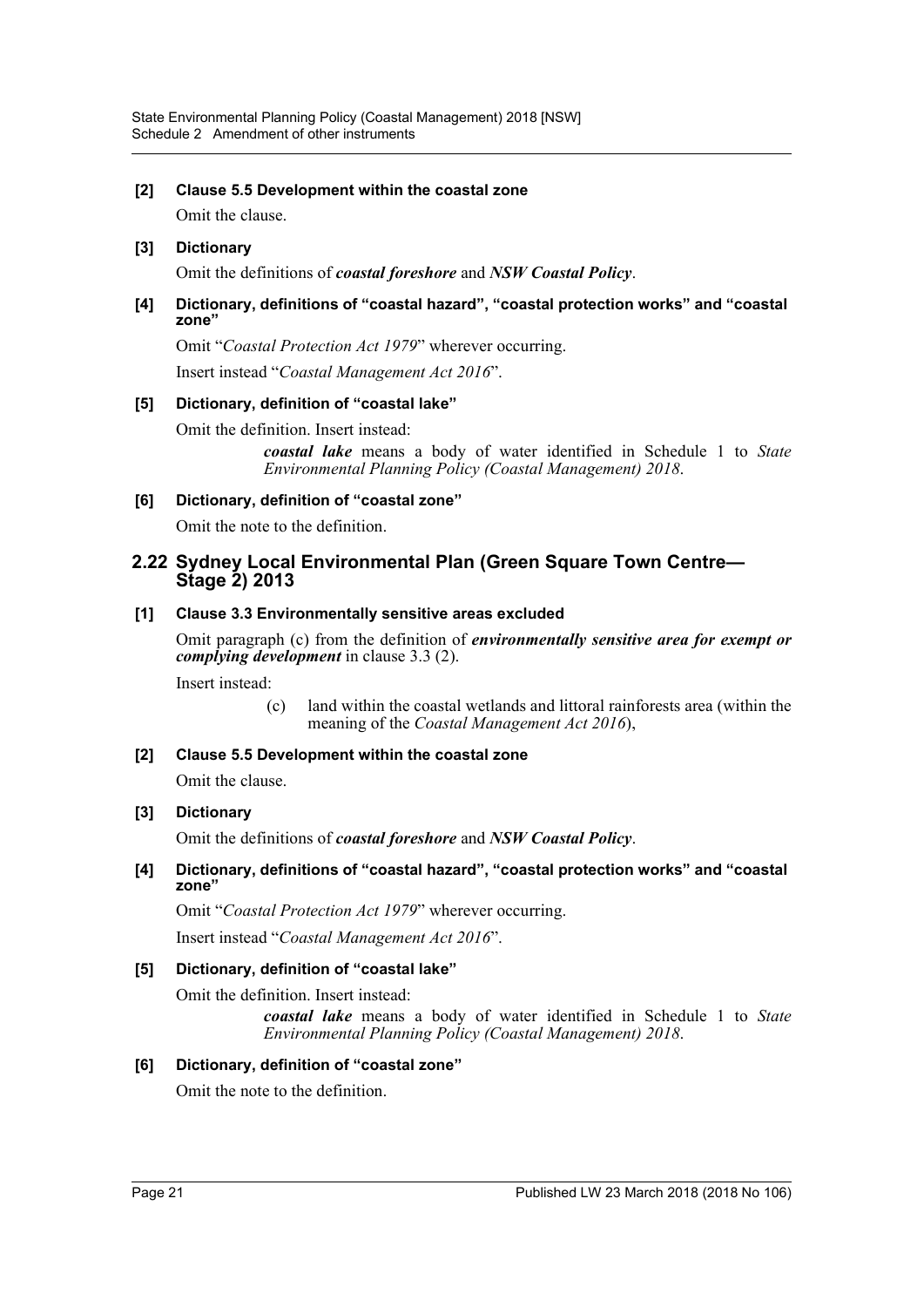**[2] Clause 5.5 Development within the coastal zone**

Omit the clause.

**[3] Dictionary**

Omit the definitions of ***coastal foreshore*** and ***NSW Coastal Policy***.

**[4] Dictionary, definitions of "coastal hazard", "coastal protection works" and "coastal zone"**

Omit "*Coastal Protection Act 1979*" wherever occurring.

Insert instead "*Coastal Management Act 2016*".

**[5] Dictionary, definition of "coastal lake"**

Omit the definition. Insert instead:

> ***coastal lake*** means a body of water identified in Schedule 1 to *State Environmental Planning Policy (Coastal Management) 2018*.

**[6] Dictionary, definition of "coastal zone"**

Omit the note to the definition.

## 2.22 Sydney Local Environmental Plan (Green Square Town Centre—Stage 2) 2013

**[1] Clause 3.3 Environmentally sensitive areas excluded**

Omit paragraph (c) from the definition of ***environmentally sensitive area for exempt or complying development*** in clause 3.3 (2).

Insert instead:

> (c) land within the coastal wetlands and littoral rainforests area (within the meaning of the *Coastal Management Act 2016*),

**[2] Clause 5.5 Development within the coastal zone**

Omit the clause.

**[3] Dictionary**

Omit the definitions of ***coastal foreshore*** and ***NSW Coastal Policy***.

**[4] Dictionary, definitions of "coastal hazard", "coastal protection works" and "coastal zone"**

Omit "*Coastal Protection Act 1979*" wherever occurring.

Insert instead "*Coastal Management Act 2016*".

**[5] Dictionary, definition of "coastal lake"**

Omit the definition. Insert instead:

> ***coastal lake*** means a body of water identified in Schedule 1 to *State Environmental Planning Policy (Coastal Management) 2018*.

**[6] Dictionary, definition of "coastal zone"**

Omit the note to the definition.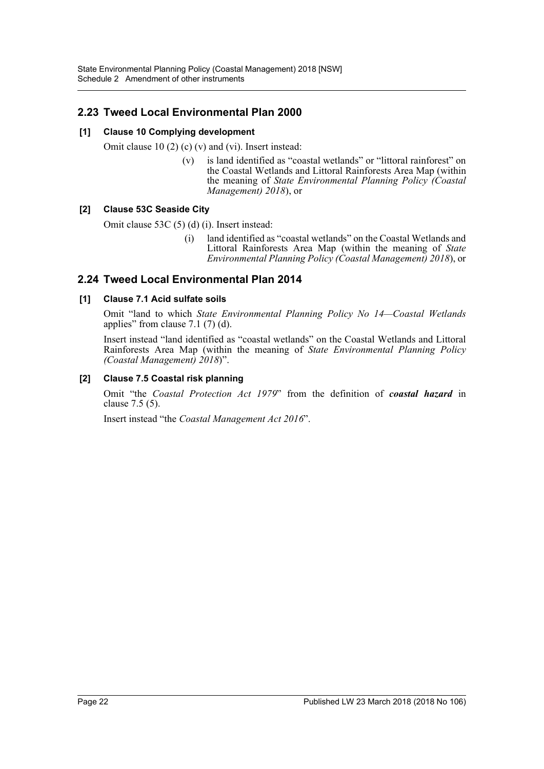## 2.23 Tweed Local Environmental Plan 2000

### [1] Clause 10 Complying development

Omit clause 10 (2) (c) (v) and (vi). Insert instead:

> (v) is land identified as "coastal wetlands" or "littoral rainforest" on the Coastal Wetlands and Littoral Rainforests Area Map (within the meaning of *State Environmental Planning Policy (Coastal Management) 2018*), or

### [2] Clause 53C Seaside City

Omit clause 53C (5) (d) (i). Insert instead:

> (i) land identified as "coastal wetlands" on the Coastal Wetlands and Littoral Rainforests Area Map (within the meaning of *State Environmental Planning Policy (Coastal Management) 2018*), or

## 2.24 Tweed Local Environmental Plan 2014

### [1] Clause 7.1 Acid sulfate soils

Omit "land to which *State Environmental Planning Policy No 14—Coastal Wetlands* applies" from clause 7.1 (7) (d).

Insert instead "land identified as "coastal wetlands" on the Coastal Wetlands and Littoral Rainforests Area Map (within the meaning of *State Environmental Planning Policy (Coastal Management) 2018*)".

### [2] Clause 7.5 Coastal risk planning

Omit "the *Coastal Protection Act 1979*" from the definition of ***coastal hazard*** in clause 7.5 (5).

Insert instead "the *Coastal Management Act 2016*".